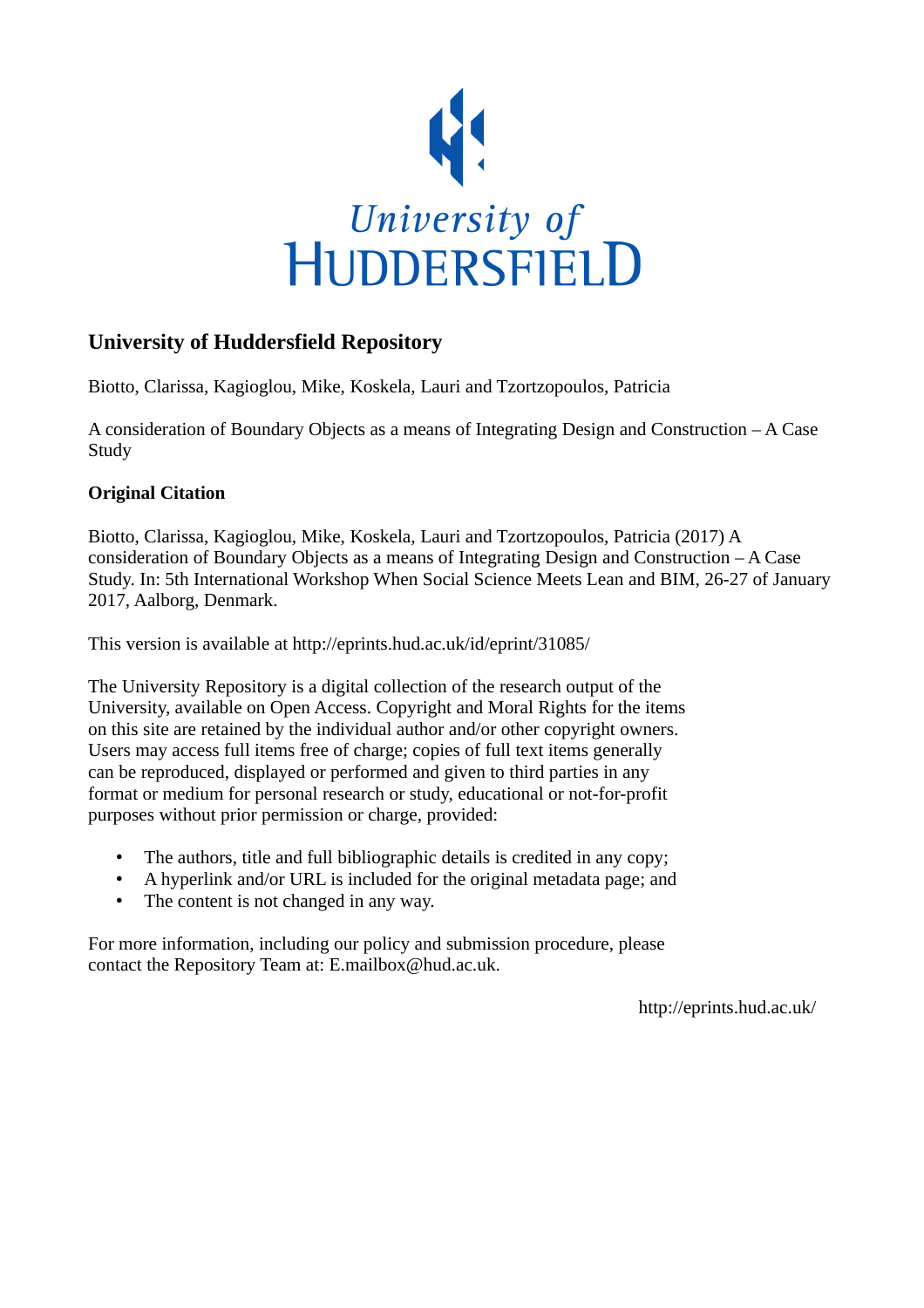# University of Huddersfield Repository

Biotto, Clarissa, Kagioglou, Mike, Koskela, Lauri and Tzortzopoulos, Patricia

A consideration of Boundary Objects as a means of Integrating Design and Construction – A Case Study

## Original Citation

Biotto, Clarissa, Kagioglou, Mike, Koskela, Lauri and Tzortzopoulos, Patricia (2017) A consideration of Boundary Objects as a means of Integrating Design and Construction – A Case Study. In: 5th International Workshop When Social Science Meets Lean and BIM, 26-27 of January 2017, Aalborg, Denmark.

This version is available at http://eprints.hud.ac.uk/id/eprint/31085/

The University Repository is a digital collection of the research output of the University, available on Open Access. Copyright and Moral Rights for the items on this site are retained by the individual author and/or other copyright owners. Users may access full items free of charge; copies of full text items generally can be reproduced, displayed or performed and given to third parties in any format or medium for personal research or study, educational or not-for-profit purposes without prior permission or charge, provided:

- The authors, title and full bibliographic details is credited in any copy;
- A hyperlink and/or URL is included for the original metadata page; and
- The content is not changed in any way.

For more information, including our policy and submission procedure, please contact the Repository Team at: E.mailbox@hud.ac.uk.

http://eprints.hud.ac.uk/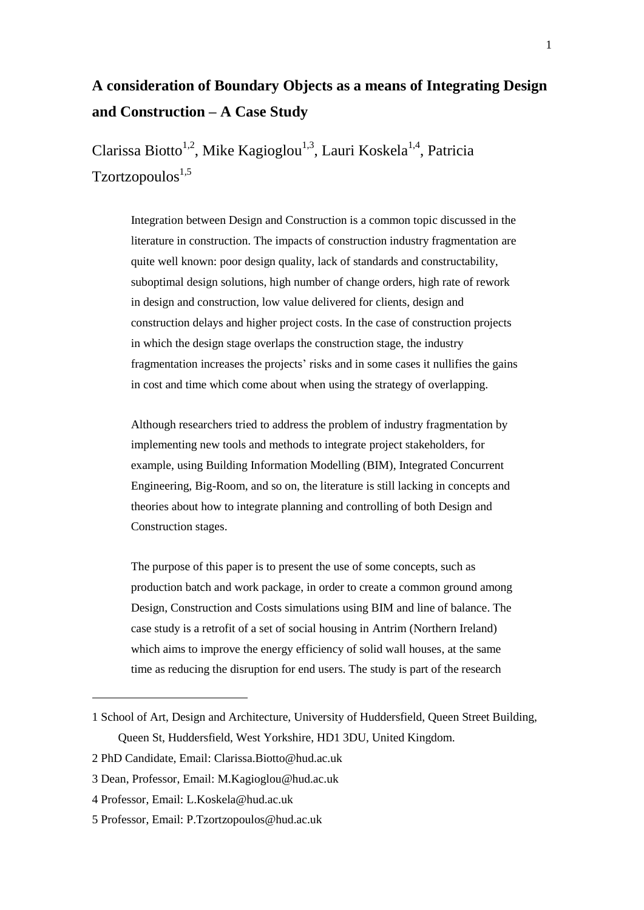# A consideration of Boundary Objects as a means of Integrating Design and Construction – A Case Study

Clarissa Biotto[1,2], Mike Kagioglou[1,3], Lauri Koskela[1,4], Patricia Tzortzopoulos[1,5]

Integration between Design and Construction is a common topic discussed in the literature in construction. The impacts of construction industry fragmentation are quite well known: poor design quality, lack of standards and constructability, suboptimal design solutions, high number of change orders, high rate of rework in design and construction, low value delivered for clients, design and construction delays and higher project costs. In the case of construction projects in which the design stage overlaps the construction stage, the industry fragmentation increases the projects' risks and in some cases it nullifies the gains in cost and time which come about when using the strategy of overlapping.

Although researchers tried to address the problem of industry fragmentation by implementing new tools and methods to integrate project stakeholders, for example, using Building Information Modelling (BIM), Integrated Concurrent Engineering, Big-Room, and so on, the literature is still lacking in concepts and theories about how to integrate planning and controlling of both Design and Construction stages.

The purpose of this paper is to present the use of some concepts, such as production batch and work package, in order to create a common ground among Design, Construction and Costs simulations using BIM and line of balance. The case study is a retrofit of a set of social housing in Antrim (Northern Ireland) which aims to improve the energy efficiency of solid wall houses, at the same time as reducing the disruption for end users. The study is part of the research

---

1 School of Art, Design and Architecture, University of Huddersfield, Queen Street Building, Queen St, Huddersfield, West Yorkshire, HD1 3DU, United Kingdom.

2 PhD Candidate, Email: Clarissa.Biotto@hud.ac.uk

3 Dean, Professor, Email: M.Kagioglou@hud.ac.uk

4 Professor, Email: L.Koskela@hud.ac.uk

5 Professor, Email: P.Tzortzopoulos@hud.ac.uk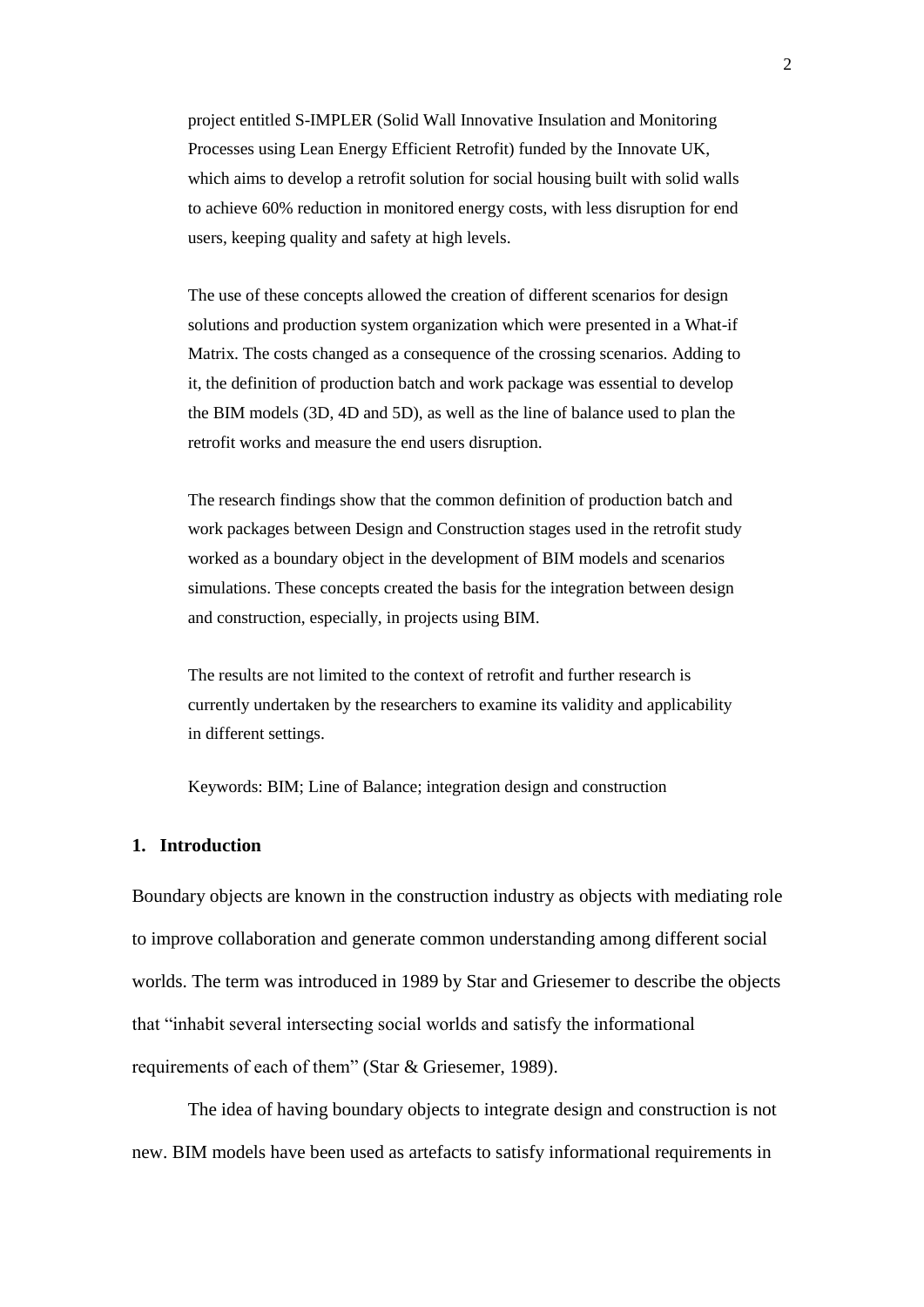project entitled S-IMPLER (Solid Wall Innovative Insulation and Monitoring Processes using Lean Energy Efficient Retrofit) funded by the Innovate UK, which aims to develop a retrofit solution for social housing built with solid walls to achieve 60% reduction in monitored energy costs, with less disruption for end users, keeping quality and safety at high levels.

The use of these concepts allowed the creation of different scenarios for design solutions and production system organization which were presented in a What-if Matrix. The costs changed as a consequence of the crossing scenarios. Adding to it, the definition of production batch and work package was essential to develop the BIM models (3D, 4D and 5D), as well as the line of balance used to plan the retrofit works and measure the end users disruption.

The research findings show that the common definition of production batch and work packages between Design and Construction stages used in the retrofit study worked as a boundary object in the development of BIM models and scenarios simulations. These concepts created the basis for the integration between design and construction, especially, in projects using BIM.

The results are not limited to the context of retrofit and further research is currently undertaken by the researchers to examine its validity and applicability in different settings.

Keywords: BIM; Line of Balance; integration design and construction

## 1. Introduction

Boundary objects are known in the construction industry as objects with mediating role to improve collaboration and generate common understanding among different social worlds. The term was introduced in 1989 by Star and Griesemer to describe the objects that "inhabit several intersecting social worlds and satisfy the informational requirements of each of them" (Star & Griesemer, 1989).

The idea of having boundary objects to integrate design and construction is not new. BIM models have been used as artefacts to satisfy informational requirements in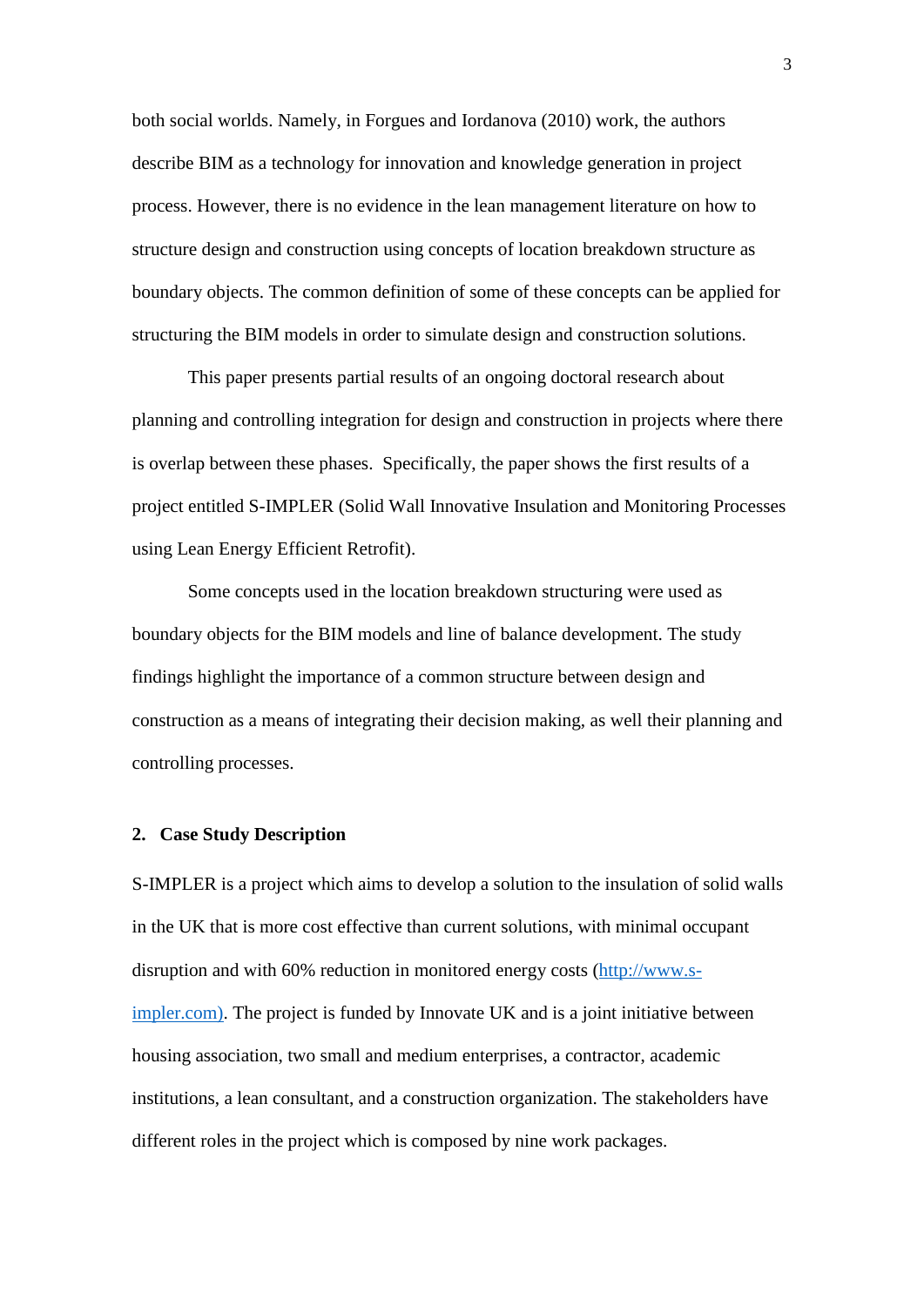both social worlds. Namely, in Forgues and Iordanova (2010) work, the authors describe BIM as a technology for innovation and knowledge generation in project process. However, there is no evidence in the lean management literature on how to structure design and construction using concepts of location breakdown structure as boundary objects. The common definition of some of these concepts can be applied for structuring the BIM models in order to simulate design and construction solutions.

This paper presents partial results of an ongoing doctoral research about planning and controlling integration for design and construction in projects where there is overlap between these phases. Specifically, the paper shows the first results of a project entitled S-IMPLER (Solid Wall Innovative Insulation and Monitoring Processes using Lean Energy Efficient Retrofit).

Some concepts used in the location breakdown structuring were used as boundary objects for the BIM models and line of balance development. The study findings highlight the importance of a common structure between design and construction as a means of integrating their decision making, as well their planning and controlling processes.

## 2. Case Study Description

S-IMPLER is a project which aims to develop a solution to the insulation of solid walls in the UK that is more cost effective than current solutions, with minimal occupant disruption and with 60% reduction in monitored energy costs (http://www.s-impler.com). The project is funded by Innovate UK and is a joint initiative between housing association, two small and medium enterprises, a contractor, academic institutions, a lean consultant, and a construction organization. The stakeholders have different roles in the project which is composed by nine work packages.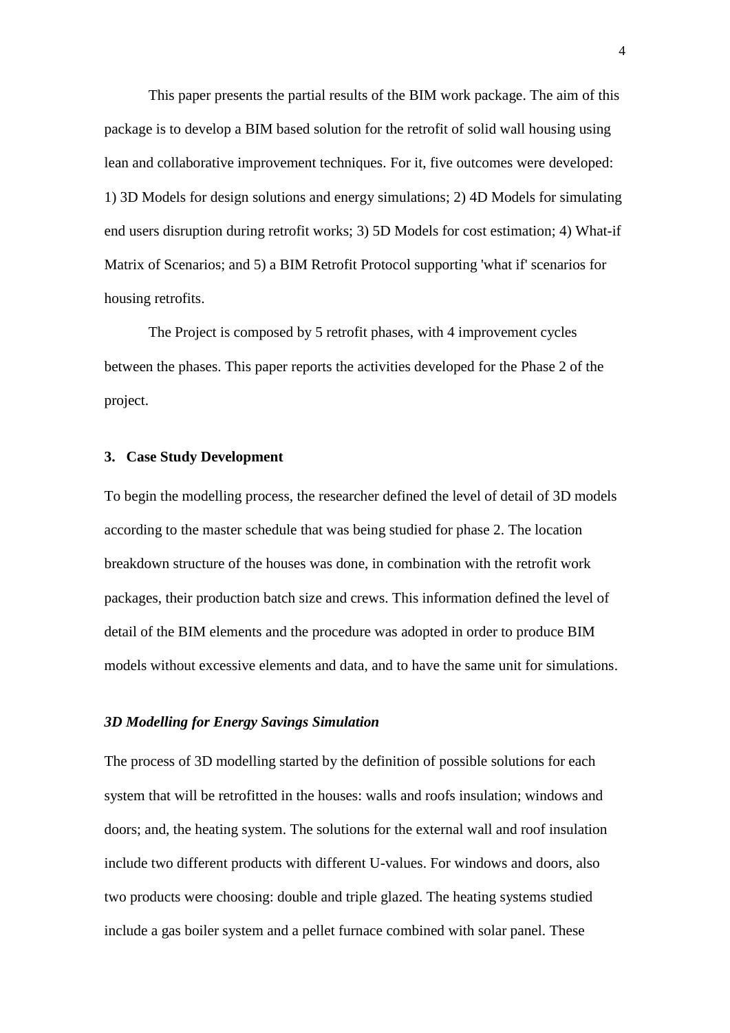This paper presents the partial results of the BIM work package. The aim of this package is to develop a BIM based solution for the retrofit of solid wall housing using lean and collaborative improvement techniques. For it, five outcomes were developed: 1) 3D Models for design solutions and energy simulations; 2) 4D Models for simulating end users disruption during retrofit works; 3) 5D Models for cost estimation; 4) What-if Matrix of Scenarios; and 5) a BIM Retrofit Protocol supporting 'what if' scenarios for housing retrofits.

The Project is composed by 5 retrofit phases, with 4 improvement cycles between the phases. This paper reports the activities developed for the Phase 2 of the project.

## 3. Case Study Development

To begin the modelling process, the researcher defined the level of detail of 3D models according to the master schedule that was being studied for phase 2. The location breakdown structure of the houses was done, in combination with the retrofit work packages, their production batch size and crews. This information defined the level of detail of the BIM elements and the procedure was adopted in order to produce BIM models without excessive elements and data, and to have the same unit for simulations.

### *3D Modelling for Energy Savings Simulation*

The process of 3D modelling started by the definition of possible solutions for each system that will be retrofitted in the houses: walls and roofs insulation; windows and doors; and, the heating system. The solutions for the external wall and roof insulation include two different products with different U-values. For windows and doors, also two products were choosing: double and triple glazed. The heating systems studied include a gas boiler system and a pellet furnace combined with solar panel. These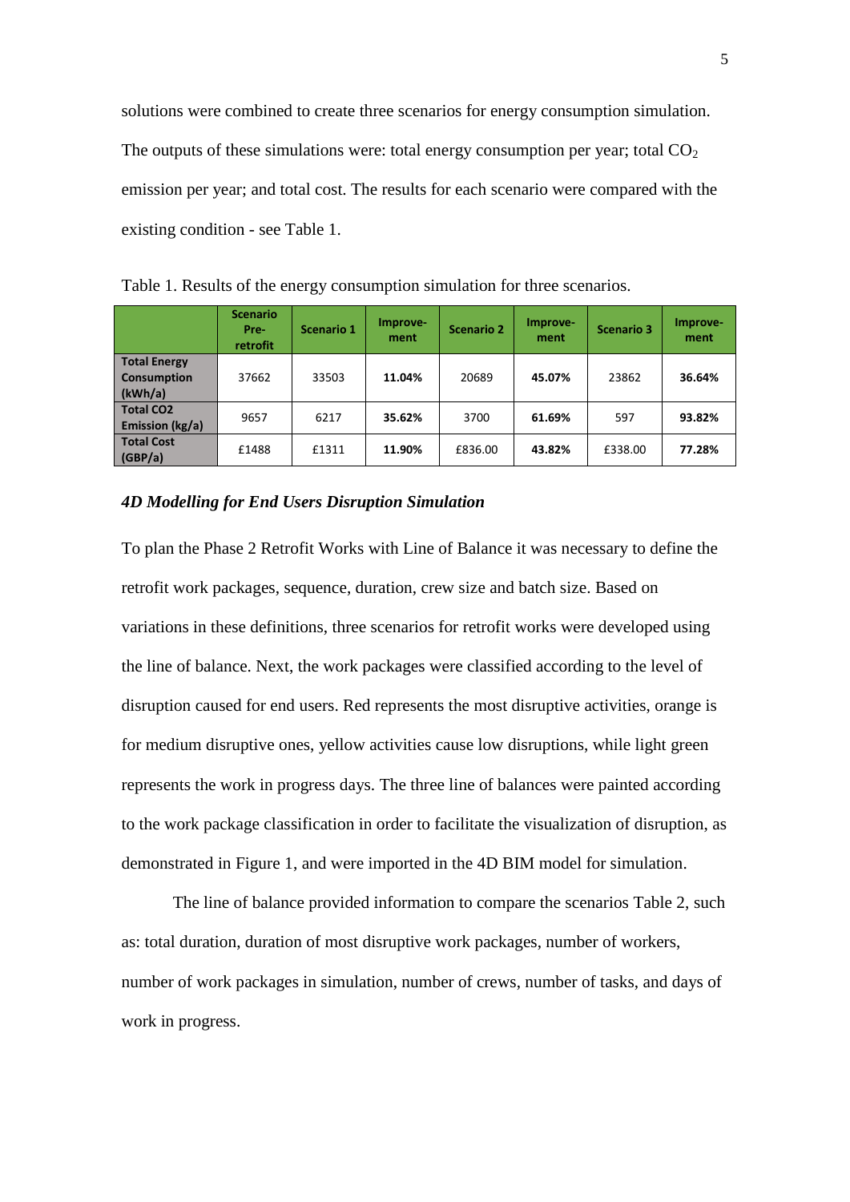solutions were combined to create three scenarios for energy consumption simulation. The outputs of these simulations were: total energy consumption per year; total $CO_2$ emission per year; and total cost. The results for each scenario were compared with the existing condition - see Table 1.

Table 1. Results of the energy consumption simulation for three scenarios.

| | Scenario Pre-retrofit | Scenario 1 | Improve-ment | Scenario 2 | Improve-ment | Scenario 3 | Improve-ment |
|---|---|---|---|---|---|---|---|
| **Total Energy Consumption (kWh/a)** | 37662 | 33503 | **11.04%** | 20689 | **45.07%** | 23862 | **36.64%** |
| **Total CO2 Emission (kg/a)** | 9657 | 6217 | **35.62%** | 3700 | **61.69%** | 597 | **93.82%** |
| **Total Cost (GBP/a)** | £1488 | £1311 | **11.90%** | £836.00 | **43.82%** | £338.00 | **77.28%** |

### *4D Modelling for End Users Disruption Simulation*

To plan the Phase 2 Retrofit Works with Line of Balance it was necessary to define the retrofit work packages, sequence, duration, crew size and batch size. Based on variations in these definitions, three scenarios for retrofit works were developed using the line of balance. Next, the work packages were classified according to the level of disruption caused for end users. Red represents the most disruptive activities, orange is for medium disruptive ones, yellow activities cause low disruptions, while light green represents the work in progress days. The three line of balances were painted according to the work package classification in order to facilitate the visualization of disruption, as demonstrated in Figure 1, and were imported in the 4D BIM model for simulation.

The line of balance provided information to compare the scenarios Table 2, such as: total duration, duration of most disruptive work packages, number of workers, number of work packages in simulation, number of crews, number of tasks, and days of work in progress.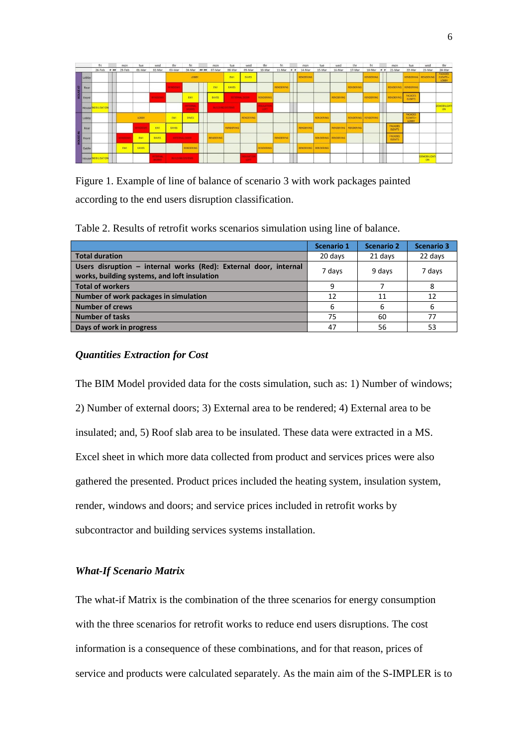Figure 1. Example of line of balance of scenario 3 with work packages painted according to the end users disruption classification.

Table 2. Results of retrofit works scenarios simulation using line of balance.

| | Scenario 1 | Scenario 2 | Scenario 3 |
|---|---|---|---|
| **Total duration** | 20 days | 21 days | 22 days |
| **Users disruption – internal works (Red): External door, internal works, building systems, and loft insulation** | 7 days | 9 days | 7 days |
| **Total of workers** | 9 | 7 | 8 |
| **Number of work packages in simulation** | 12 | 11 | 12 |
| **Number of crews** | 6 | 6 | 6 |
| **Number of tasks** | 75 | 60 | 77 |
| **Days of work in progress** | 47 | 56 | 53 |

### *Quantities Extraction for Cost*

The BIM Model provided data for the costs simulation, such as: 1) Number of windows; 2) Number of external doors; 3) External area to be rendered; 4) External area to be insulated; and, 5) Roof slab area to be insulated. These data were extracted in a MS. Excel sheet in which more data collected from product and services prices were also gathered the presented. Product prices included the heating system, insulation system, render, windows and doors; and service prices included in retrofit works by subcontractor and building services systems installation.

### *What-If Scenario Matrix*

The what-if Matrix is the combination of the three scenarios for energy consumption with the three scenarios for retrofit works to reduce end users disruptions. The cost information is a consequence of these combinations, and for that reason, prices of service and products were calculated separately. As the main aim of the S-IMPLER is to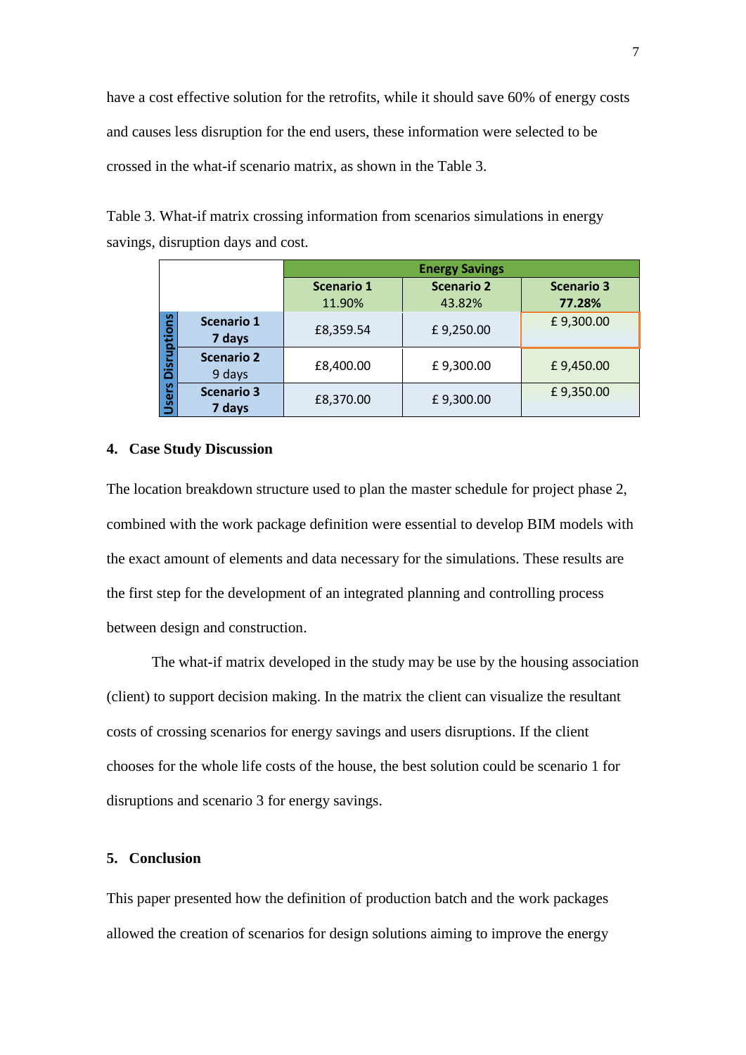have a cost effective solution for the retrofits, while it should save 60% of energy costs and causes less disruption for the end users, these information were selected to be crossed in the what-if scenario matrix, as shown in the Table 3.

Table 3. What-if matrix crossing information from scenarios simulations in energy savings, disruption days and cost.

| | | Energy Savings | | |
|---|---|---|---|---|
| | | **Scenario 1** 11.90% | **Scenario 2** 43.82% | **Scenario 3** **77.28%** |
| **Users Disruptions** | **Scenario 1** **7 days** | £8,359.54 | £ 9,250.00 | £ 9,300.00 |
| | **Scenario 2** 9 days | £8,400.00 | £ 9,300.00 | £ 9,450.00 |
| | **Scenario 3** **7 days** | £8,370.00 | £ 9,300.00 | £ 9,350.00 |

## 4. Case Study Discussion

The location breakdown structure used to plan the master schedule for project phase 2, combined with the work package definition were essential to develop BIM models with the exact amount of elements and data necessary for the simulations. These results are the first step for the development of an integrated planning and controlling process between design and construction.

The what-if matrix developed in the study may be use by the housing association (client) to support decision making. In the matrix the client can visualize the resultant costs of crossing scenarios for energy savings and users disruptions. If the client chooses for the whole life costs of the house, the best solution could be scenario 1 for disruptions and scenario 3 for energy savings.

## 5. Conclusion

This paper presented how the definition of production batch and the work packages allowed the creation of scenarios for design solutions aiming to improve the energy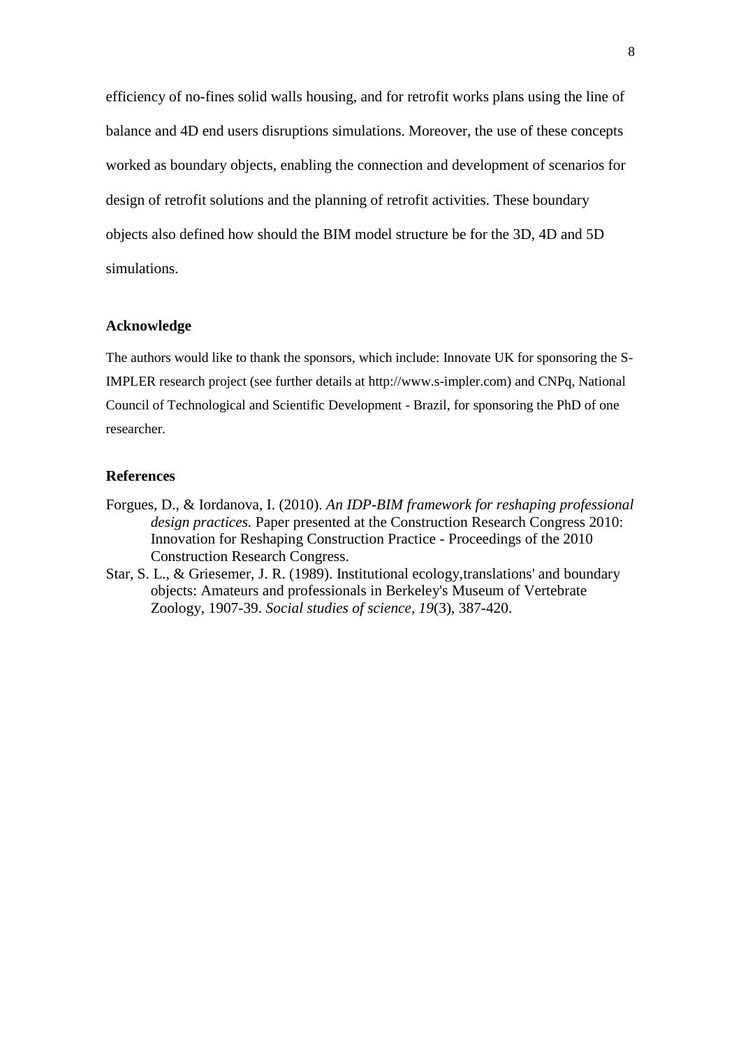efficiency of no-fines solid walls housing, and for retrofit works plans using the line of balance and 4D end users disruptions simulations. Moreover, the use of these concepts worked as boundary objects, enabling the connection and development of scenarios for design of retrofit solutions and the planning of retrofit activities. These boundary objects also defined how should the BIM model structure be for the 3D, 4D and 5D simulations.

## Acknowledge

The authors would like to thank the sponsors, which include: Innovate UK for sponsoring the S-IMPLER research project (see further details at http://www.s-impler.com) and CNPq, National Council of Technological and Scientific Development - Brazil, for sponsoring the PhD of one researcher.

## References

Forgues, D., & Iordanova, I. (2010). *An IDP-BIM framework for reshaping professional design practices.* Paper presented at the Construction Research Congress 2010: Innovation for Reshaping Construction Practice - Proceedings of the 2010 Construction Research Congress.

Star, S. L., & Griesemer, J. R. (1989). Institutional ecology,translations' and boundary objects: Amateurs and professionals in Berkeley's Museum of Vertebrate Zoology, 1907-39. *Social studies of science, 19*(3), 387-420.